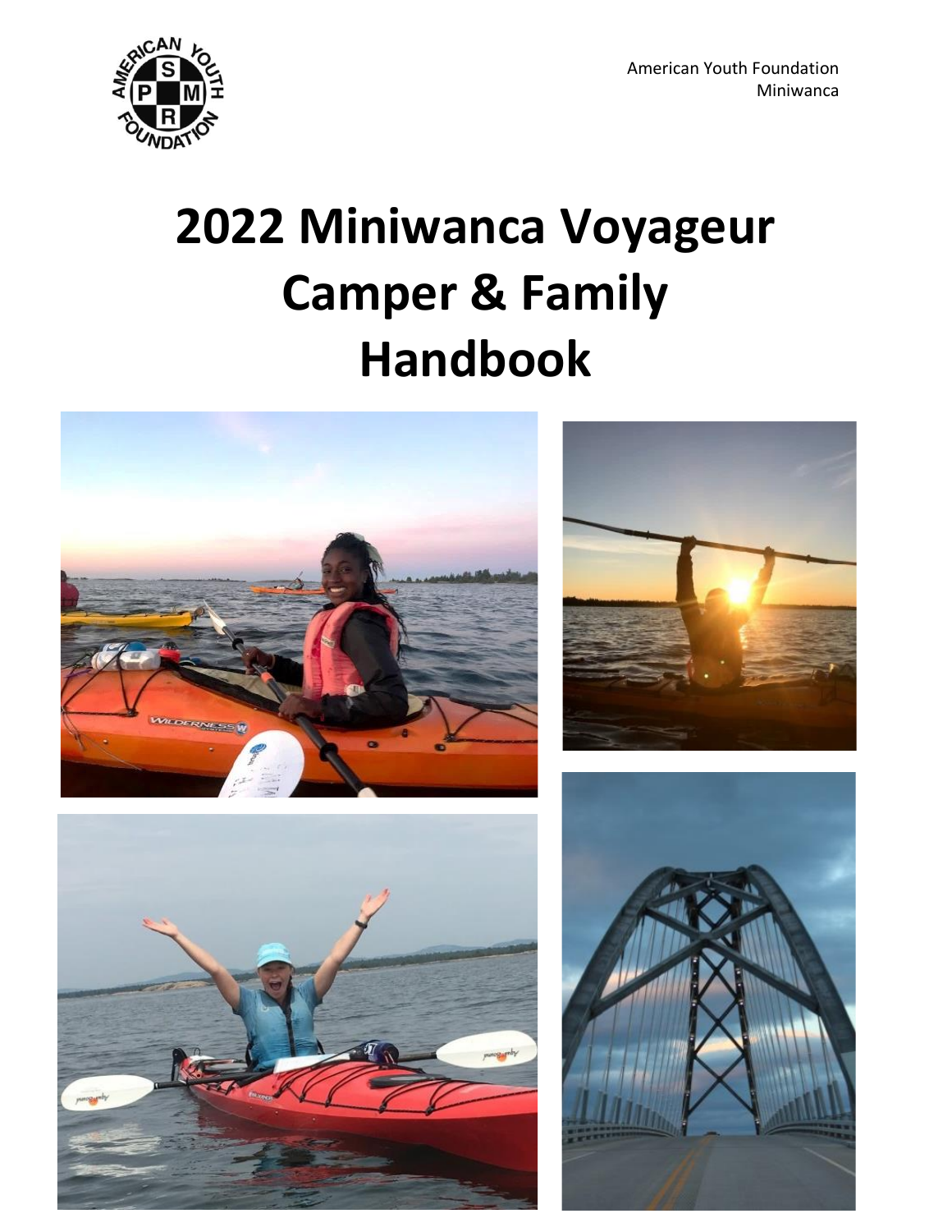American Youth Foundation
Miniwanca

# 2022 Miniwanca Voyageur Camper & Family Handbook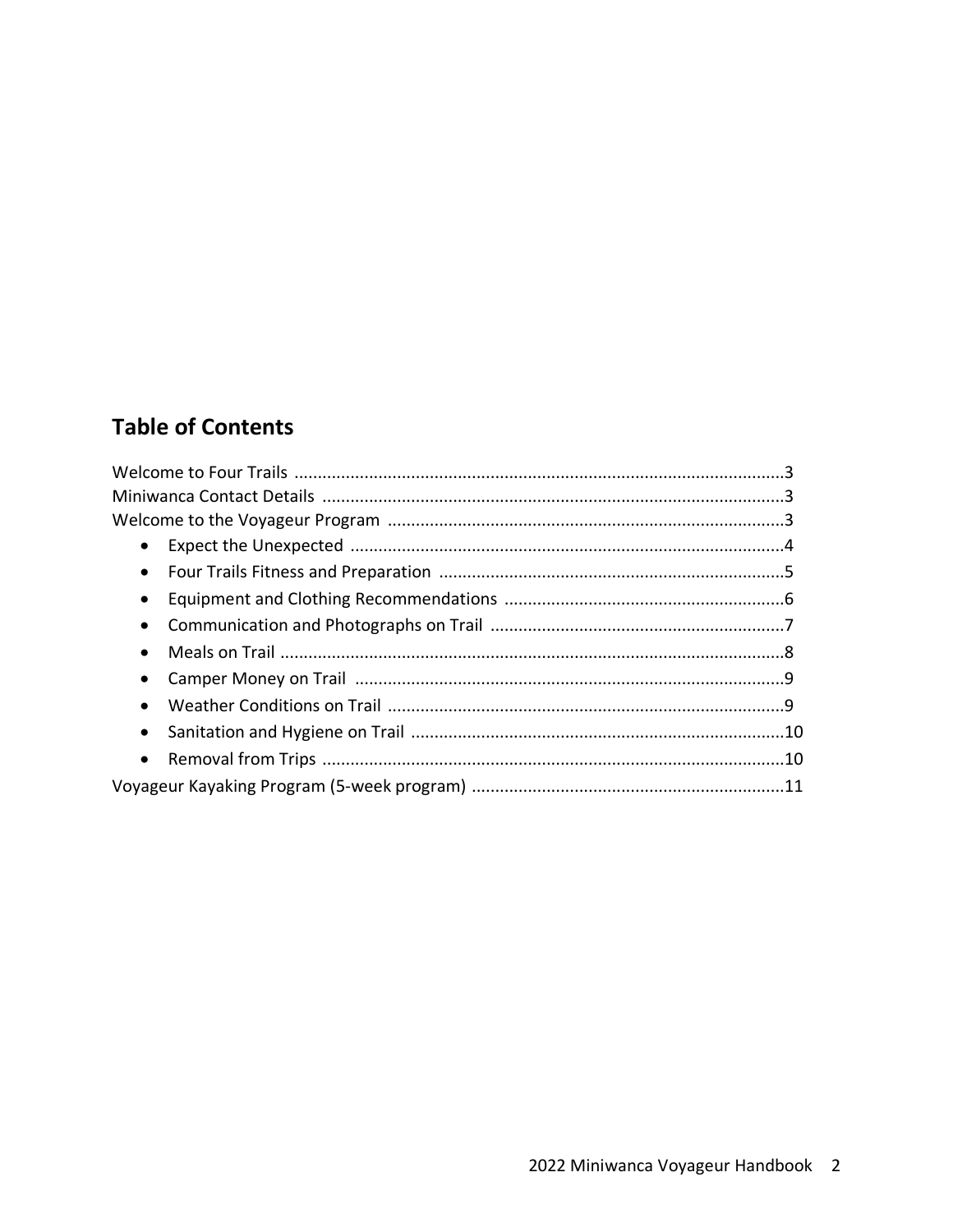## Table of Contents

Welcome to Four Trails .......................................................................................................3
Miniwanca Contact Details .................................................................................................3
Welcome to the Voyageur Program ....................................................................................3

- Expect the Unexpected ............................................................................................4
- Four Trails Fitness and Preparation ..........................................................................5
- Equipment and Clothing Recommendations ............................................................6
- Communication and Photographs on Trail ...............................................................7
- Meals on Trail ...........................................................................................................8
- Camper Money on Trail ...........................................................................................9
- Weather Conditions on Trail .....................................................................................9
- Sanitation and Hygiene on Trail ...............................................................................10
- Removal from Trips ..................................................................................................10

Voyageur Kayaking Program (5-week program) ..................................................................11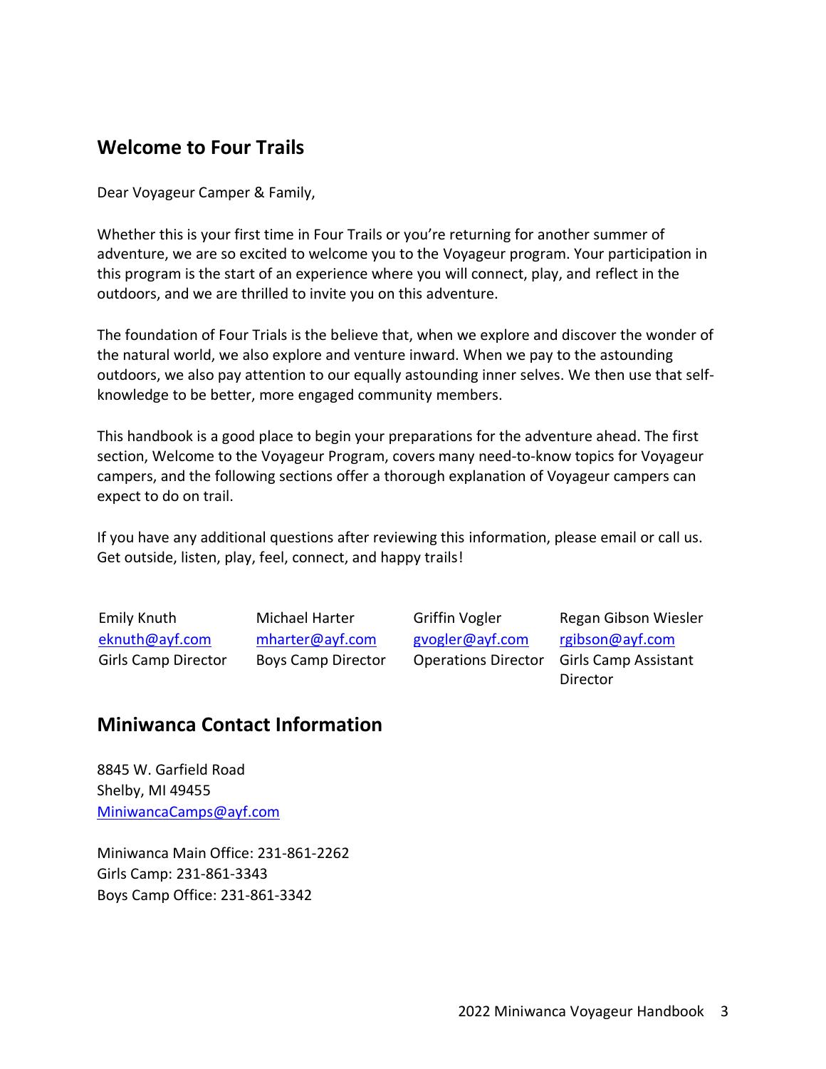## Welcome to Four Trails

Dear Voyageur Camper & Family,

Whether this is your first time in Four Trails or you're returning for another summer of adventure, we are so excited to welcome you to the Voyageur program. Your participation in this program is the start of an experience where you will connect, play, and reflect in the outdoors, and we are thrilled to invite you on this adventure.

The foundation of Four Trials is the believe that, when we explore and discover the wonder of the natural world, we also explore and venture inward. When we pay to the astounding outdoors, we also pay attention to our equally astounding inner selves. We then use that self-knowledge to be better, more engaged community members.

This handbook is a good place to begin your preparations for the adventure ahead. The first section, Welcome to the Voyageur Program, covers many need-to-know topics for Voyageur campers, and the following sections offer a thorough explanation of Voyageur campers can expect to do on trail.

If you have any additional questions after reviewing this information, please email or call us. Get outside, listen, play, feel, connect, and happy trails!

| Emily Knuth | Michael Harter | Griffin Vogler | Regan Gibson Wiesler |
|---|---|---|---|
| eknuth@ayf.com | mharter@ayf.com | gvogler@ayf.com | rgibson@ayf.com |
| Girls Camp Director | Boys Camp Director | Operations Director | Girls Camp Assistant Director |

## Miniwanca Contact Information

8845 W. Garfield Road
Shelby, MI 49455
MiniwancaCamps@ayf.com

Miniwanca Main Office: 231-861-2262
Girls Camp: 231-861-3343
Boys Camp Office: 231-861-3342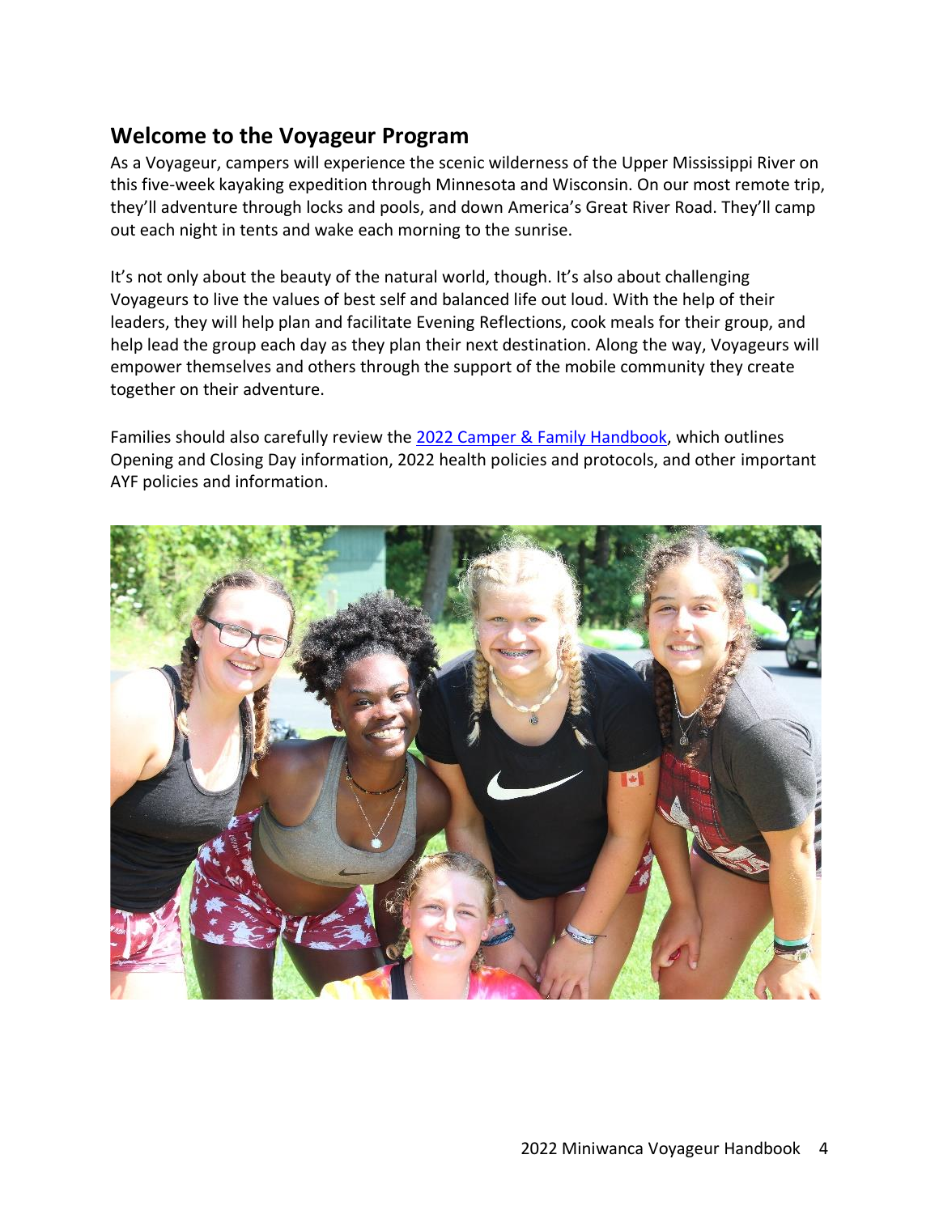## Welcome to the Voyageur Program

As a Voyageur, campers will experience the scenic wilderness of the Upper Mississippi River on this five-week kayaking expedition through Minnesota and Wisconsin. On our most remote trip, they'll adventure through locks and pools, and down America's Great River Road. They'll camp out each night in tents and wake each morning to the sunrise.

It's not only about the beauty of the natural world, though. It's also about challenging Voyageurs to live the values of best self and balanced life out loud. With the help of their leaders, they will help plan and facilitate Evening Reflections, cook meals for their group, and help lead the group each day as they plan their next destination. Along the way, Voyageurs will empower themselves and others through the support of the mobile community they create together on their adventure.

Families should also carefully review the 2022 Camper & Family Handbook, which outlines Opening and Closing Day information, 2022 health policies and protocols, and other important AYF policies and information.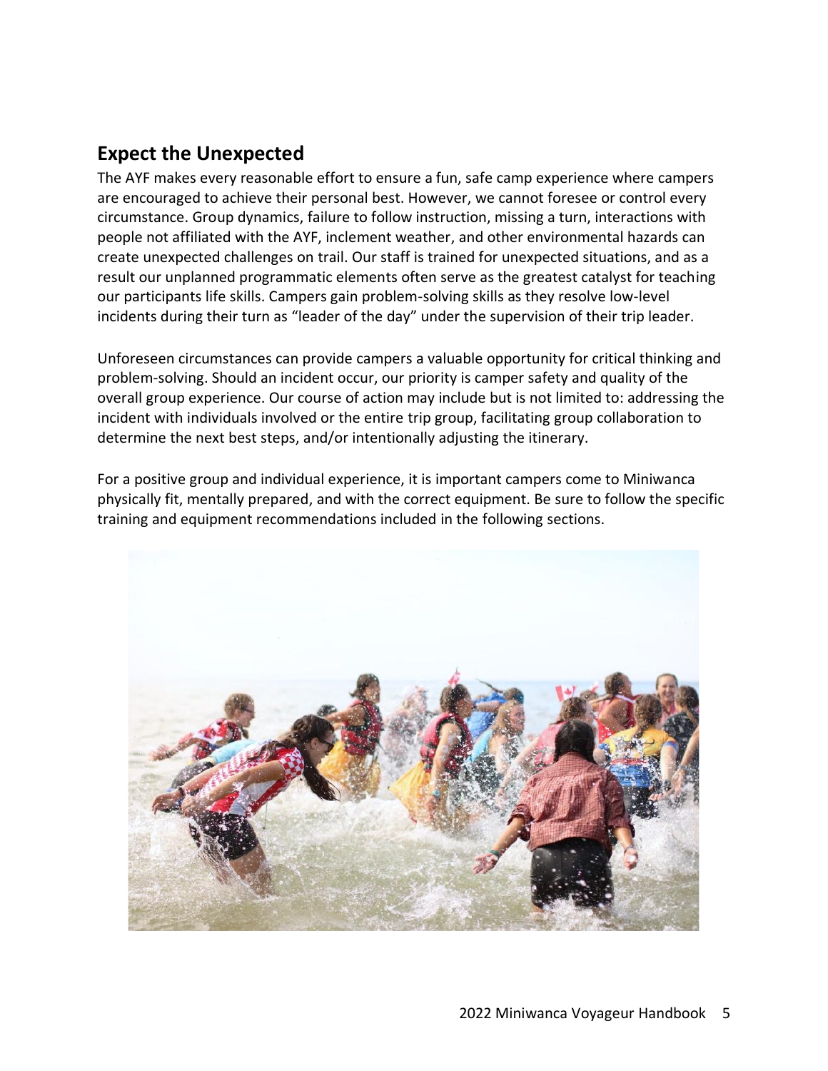## Expect the Unexpected

The AYF makes every reasonable effort to ensure a fun, safe camp experience where campers are encouraged to achieve their personal best. However, we cannot foresee or control every circumstance. Group dynamics, failure to follow instruction, missing a turn, interactions with people not affiliated with the AYF, inclement weather, and other environmental hazards can create unexpected challenges on trail. Our staff is trained for unexpected situations, and as a result our unplanned programmatic elements often serve as the greatest catalyst for teaching our participants life skills. Campers gain problem-solving skills as they resolve low-level incidents during their turn as "leader of the day" under the supervision of their trip leader.

Unforeseen circumstances can provide campers a valuable opportunity for critical thinking and problem-solving. Should an incident occur, our priority is camper safety and quality of the overall group experience. Our course of action may include but is not limited to: addressing the incident with individuals involved or the entire trip group, facilitating group collaboration to determine the next best steps, and/or intentionally adjusting the itinerary.

For a positive group and individual experience, it is important campers come to Miniwanca physically fit, mentally prepared, and with the correct equipment. Be sure to follow the specific training and equipment recommendations included in the following sections.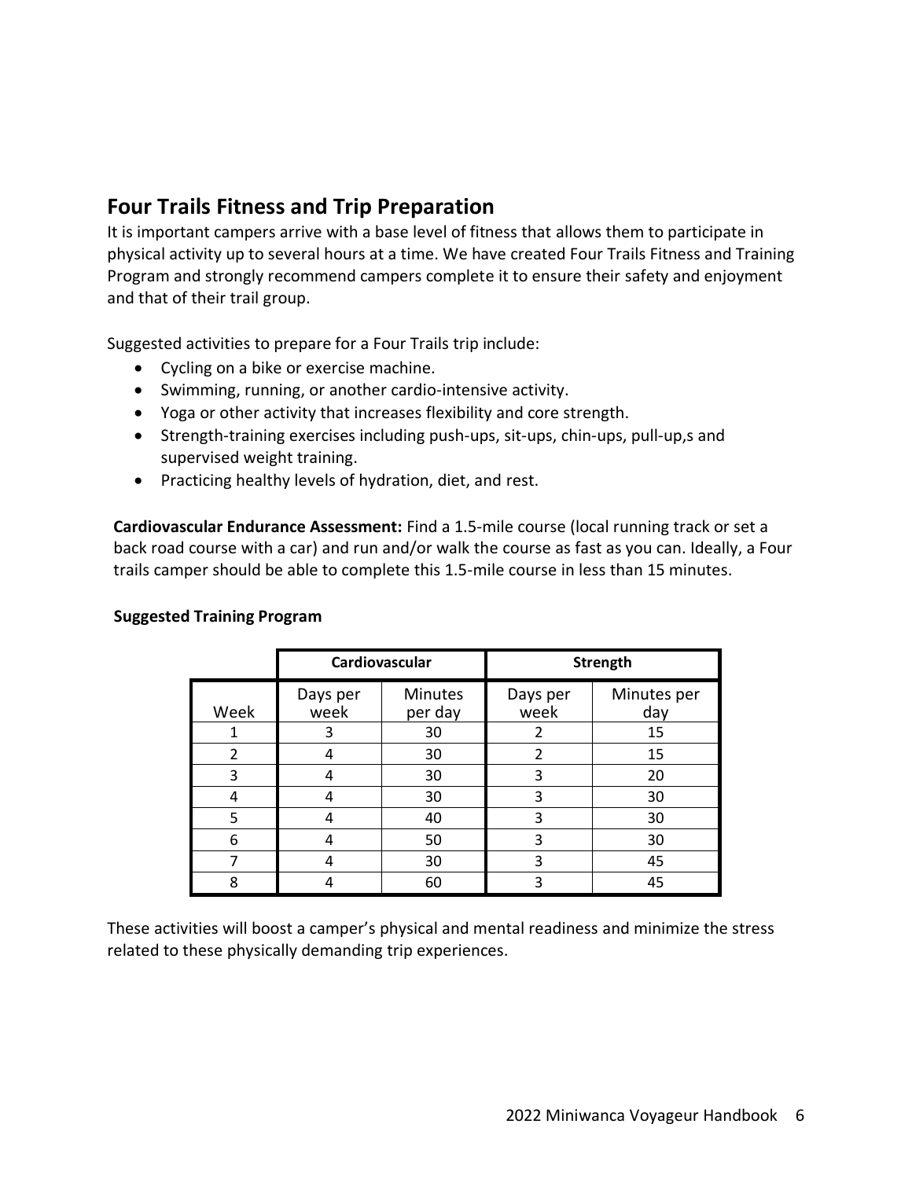## Four Trails Fitness and Trip Preparation

It is important campers arrive with a base level of fitness that allows them to participate in physical activity up to several hours at a time. We have created Four Trails Fitness and Training Program and strongly recommend campers complete it to ensure their safety and enjoyment and that of their trail group.

Suggested activities to prepare for a Four Trails trip include:

- Cycling on a bike or exercise machine.
- Swimming, running, or another cardio-intensive activity.
- Yoga or other activity that increases flexibility and core strength.
- Strength-training exercises including push-ups, sit-ups, chin-ups, pull-up,s and supervised weight training.
- Practicing healthy levels of hydration, diet, and rest.

**Cardiovascular Endurance Assessment:** Find a 1.5-mile course (local running track or set a back road course with a car) and run and/or walk the course as fast as you can. Ideally, a Four trails camper should be able to complete this 1.5-mile course in less than 15 minutes.

**Suggested Training Program**

| | Cardiovascular | | Strength | |
|---|---|---|---|---|
| Week | Days per week | Minutes per day | Days per week | Minutes per day |
| 1 | 3 | 30 | 2 | 15 |
| 2 | 4 | 30 | 2 | 15 |
| 3 | 4 | 30 | 3 | 20 |
| 4 | 4 | 30 | 3 | 30 |
| 5 | 4 | 40 | 3 | 30 |
| 6 | 4 | 50 | 3 | 30 |
| 7 | 4 | 30 | 3 | 45 |
| 8 | 4 | 60 | 3 | 45 |

These activities will boost a camper's physical and mental readiness and minimize the stress related to these physically demanding trip experiences.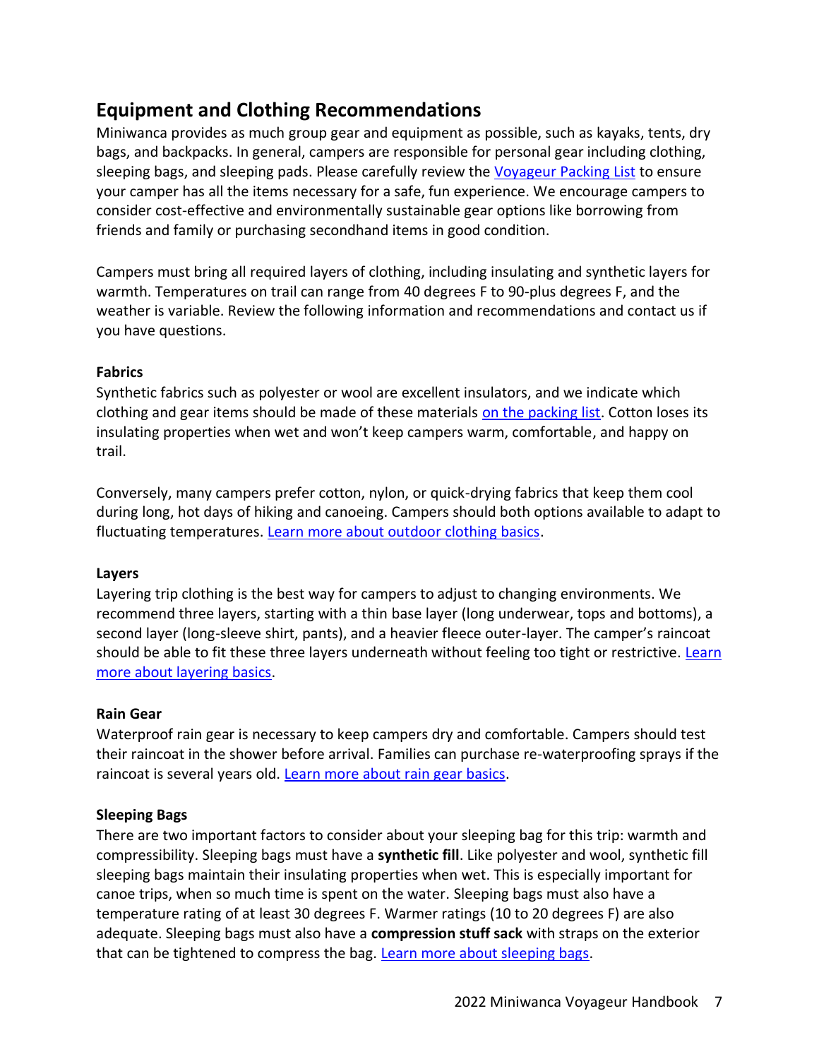## Equipment and Clothing Recommendations

Miniwanca provides as much group gear and equipment as possible, such as kayaks, tents, dry bags, and backpacks. In general, campers are responsible for personal gear including clothing, sleeping bags, and sleeping pads. Please carefully review the Voyageur Packing List to ensure your camper has all the items necessary for a safe, fun experience. We encourage campers to consider cost-effective and environmentally sustainable gear options like borrowing from friends and family or purchasing secondhand items in good condition.

Campers must bring all required layers of clothing, including insulating and synthetic layers for warmth. Temperatures on trail can range from 40 degrees F to 90-plus degrees F, and the weather is variable. Review the following information and recommendations and contact us if you have questions.

**Fabrics**

Synthetic fabrics such as polyester or wool are excellent insulators, and we indicate which clothing and gear items should be made of these materials on the packing list. Cotton loses its insulating properties when wet and won't keep campers warm, comfortable, and happy on trail.

Conversely, many campers prefer cotton, nylon, or quick-drying fabrics that keep them cool during long, hot days of hiking and canoeing. Campers should both options available to adapt to fluctuating temperatures. Learn more about outdoor clothing basics.

**Layers**

Layering trip clothing is the best way for campers to adjust to changing environments. We recommend three layers, starting with a thin base layer (long underwear, tops and bottoms), a second layer (long-sleeve shirt, pants), and a heavier fleece outer-layer. The camper's raincoat should be able to fit these three layers underneath without feeling too tight or restrictive. Learn more about layering basics.

**Rain Gear**

Waterproof rain gear is necessary to keep campers dry and comfortable. Campers should test their raincoat in the shower before arrival. Families can purchase re-waterproofing sprays if the raincoat is several years old. Learn more about rain gear basics.

**Sleeping Bags**

There are two important factors to consider about your sleeping bag for this trip: warmth and compressibility. Sleeping bags must have a **synthetic fill**. Like polyester and wool, synthetic fill sleeping bags maintain their insulating properties when wet. This is especially important for canoe trips, when so much time is spent on the water. Sleeping bags must also have a temperature rating of at least 30 degrees F. Warmer ratings (10 to 20 degrees F) are also adequate. Sleeping bags must also have a **compression stuff sack** with straps on the exterior that can be tightened to compress the bag. Learn more about sleeping bags.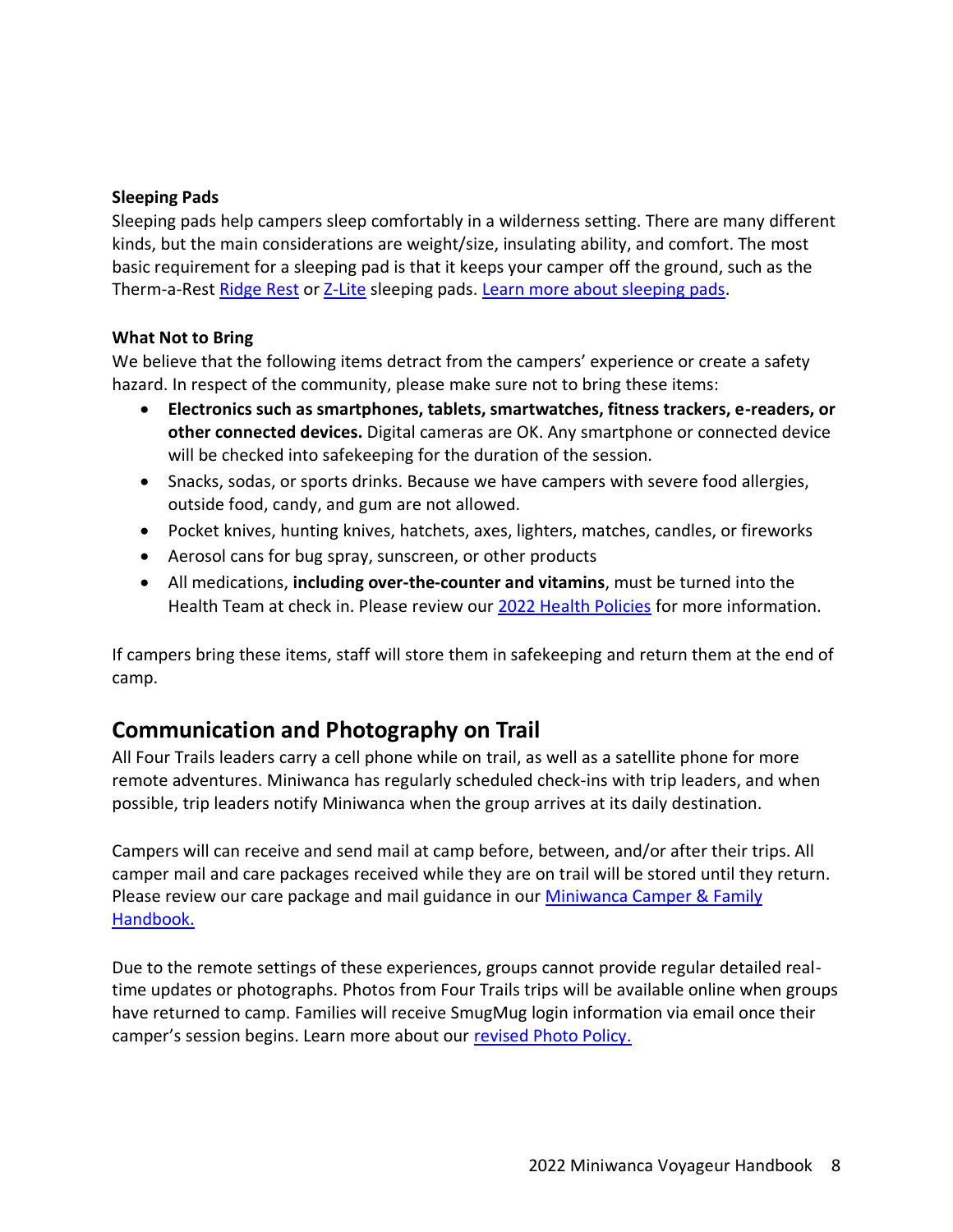**Sleeping Pads**

Sleeping pads help campers sleep comfortably in a wilderness setting. There are many different kinds, but the main considerations are weight/size, insulating ability, and comfort. The most basic requirement for a sleeping pad is that it keeps your camper off the ground, such as the Therm-a-Rest Ridge Rest or Z-Lite sleeping pads. Learn more about sleeping pads.

**What Not to Bring**

We believe that the following items detract from the campers' experience or create a safety hazard. In respect of the community, please make sure not to bring these items:

- **Electronics such as smartphones, tablets, smartwatches, fitness trackers, e-readers, or other connected devices.** Digital cameras are OK. Any smartphone or connected device will be checked into safekeeping for the duration of the session.
- Snacks, sodas, or sports drinks. Because we have campers with severe food allergies, outside food, candy, and gum are not allowed.
- Pocket knives, hunting knives, hatchets, axes, lighters, matches, candles, or fireworks
- Aerosol cans for bug spray, sunscreen, or other products
- All medications, **including over-the-counter and vitamins**, must be turned into the Health Team at check in. Please review our 2022 Health Policies for more information.

If campers bring these items, staff will store them in safekeeping and return them at the end of camp.

## Communication and Photography on Trail

All Four Trails leaders carry a cell phone while on trail, as well as a satellite phone for more remote adventures. Miniwanca has regularly scheduled check-ins with trip leaders, and when possible, trip leaders notify Miniwanca when the group arrives at its daily destination.

Campers will can receive and send mail at camp before, between, and/or after their trips. All camper mail and care packages received while they are on trail will be stored until they return. Please review our care package and mail guidance in our Miniwanca Camper & Family Handbook.

Due to the remote settings of these experiences, groups cannot provide regular detailed real-time updates or photographs. Photos from Four Trails trips will be available online when groups have returned to camp. Families will receive SmugMug login information via email once their camper's session begins. Learn more about our revised Photo Policy.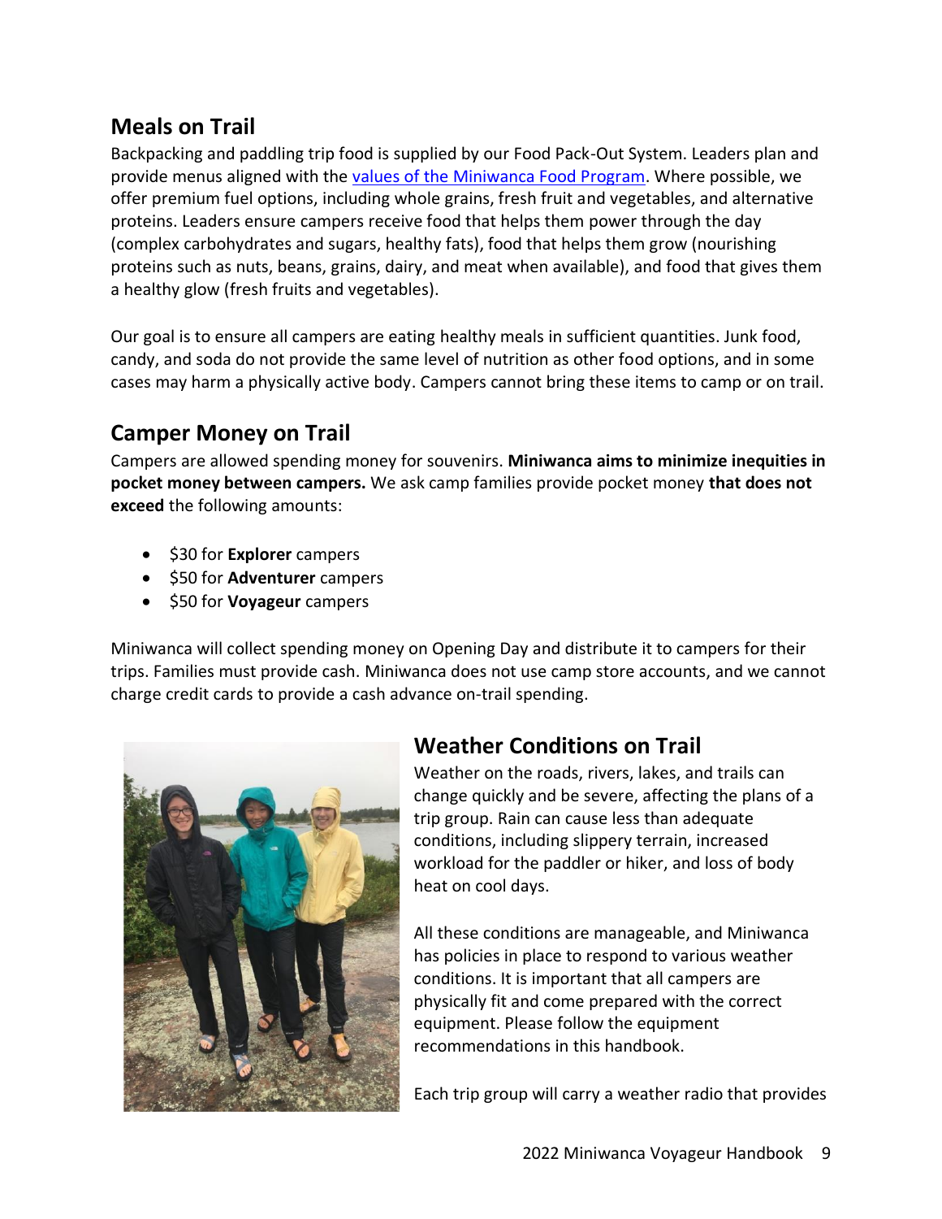## Meals on Trail

Backpacking and paddling trip food is supplied by our Food Pack-Out System. Leaders plan and provide menus aligned with the values of the Miniwanca Food Program. Where possible, we offer premium fuel options, including whole grains, fresh fruit and vegetables, and alternative proteins. Leaders ensure campers receive food that helps them power through the day (complex carbohydrates and sugars, healthy fats), food that helps them grow (nourishing proteins such as nuts, beans, grains, dairy, and meat when available), and food that gives them a healthy glow (fresh fruits and vegetables).

Our goal is to ensure all campers are eating healthy meals in sufficient quantities. Junk food, candy, and soda do not provide the same level of nutrition as other food options, and in some cases may harm a physically active body. Campers cannot bring these items to camp or on trail.

## Camper Money on Trail

Campers are allowed spending money for souvenirs. **Miniwanca aims to minimize inequities in pocket money between campers.** We ask camp families provide pocket money **that does not exceed** the following amounts:

- $30 for **Explorer** campers
- $50 for **Adventurer** campers
- $50 for **Voyageur** campers

Miniwanca will collect spending money on Opening Day and distribute it to campers for their trips. Families must provide cash. Miniwanca does not use camp store accounts, and we cannot charge credit cards to provide a cash advance on-trail spending.

## Weather Conditions on Trail

Weather on the roads, rivers, lakes, and trails can change quickly and be severe, affecting the plans of a trip group. Rain can cause less than adequate conditions, including slippery terrain, increased workload for the paddler or hiker, and loss of body heat on cool days.

All these conditions are manageable, and Miniwanca has policies in place to respond to various weather conditions. It is important that all campers are physically fit and come prepared with the correct equipment. Please follow the equipment recommendations in this handbook.

Each trip group will carry a weather radio that provides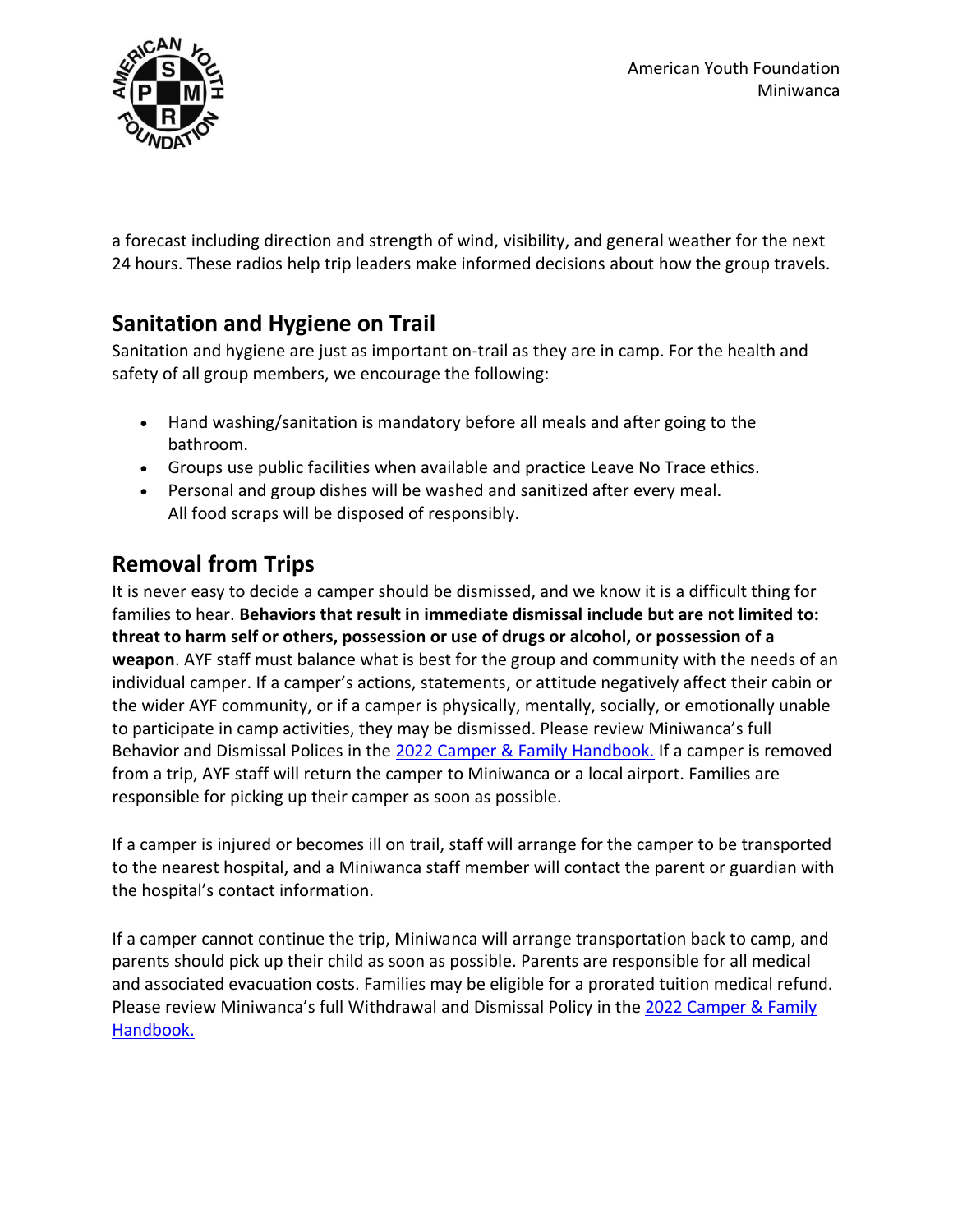a forecast including direction and strength of wind, visibility, and general weather for the next 24 hours. These radios help trip leaders make informed decisions about how the group travels.

## Sanitation and Hygiene on Trail

Sanitation and hygiene are just as important on-trail as they are in camp. For the health and safety of all group members, we encourage the following:

- Hand washing/sanitation is mandatory before all meals and after going to the bathroom.
- Groups use public facilities when available and practice Leave No Trace ethics.
- Personal and group dishes will be washed and sanitized after every meal. All food scraps will be disposed of responsibly.

## Removal from Trips

It is never easy to decide a camper should be dismissed, and we know it is a difficult thing for families to hear. **Behaviors that result in immediate dismissal include but are not limited to: threat to harm self or others, possession or use of drugs or alcohol, or possession of a weapon**. AYF staff must balance what is best for the group and community with the needs of an individual camper. If a camper's actions, statements, or attitude negatively affect their cabin or the wider AYF community, or if a camper is physically, mentally, socially, or emotionally unable to participate in camp activities, they may be dismissed. Please review Miniwanca's full Behavior and Dismissal Polices in the 2022 Camper & Family Handbook. If a camper is removed from a trip, AYF staff will return the camper to Miniwanca or a local airport. Families are responsible for picking up their camper as soon as possible.

If a camper is injured or becomes ill on trail, staff will arrange for the camper to be transported to the nearest hospital, and a Miniwanca staff member will contact the parent or guardian with the hospital's contact information.

If a camper cannot continue the trip, Miniwanca will arrange transportation back to camp, and parents should pick up their child as soon as possible. Parents are responsible for all medical and associated evacuation costs. Families may be eligible for a prorated tuition medical refund. Please review Miniwanca's full Withdrawal and Dismissal Policy in the 2022 Camper & Family Handbook.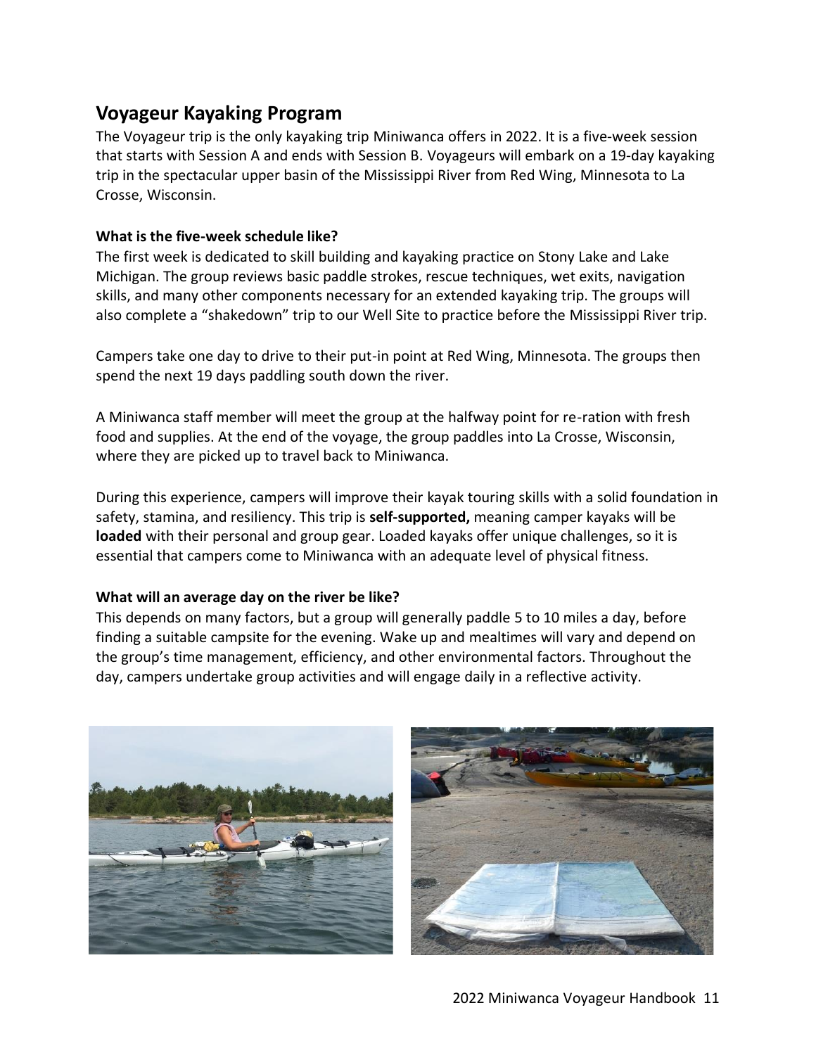## Voyageur Kayaking Program

The Voyageur trip is the only kayaking trip Miniwanca offers in 2022. It is a five-week session that starts with Session A and ends with Session B. Voyageurs will embark on a 19-day kayaking trip in the spectacular upper basin of the Mississippi River from Red Wing, Minnesota to La Crosse, Wisconsin.

**What is the five-week schedule like?**

The first week is dedicated to skill building and kayaking practice on Stony Lake and Lake Michigan. The group reviews basic paddle strokes, rescue techniques, wet exits, navigation skills, and many other components necessary for an extended kayaking trip. The groups will also complete a "shakedown" trip to our Well Site to practice before the Mississippi River trip.

Campers take one day to drive to their put-in point at Red Wing, Minnesota. The groups then spend the next 19 days paddling south down the river.

A Miniwanca staff member will meet the group at the halfway point for re-ration with fresh food and supplies. At the end of the voyage, the group paddles into La Crosse, Wisconsin, where they are picked up to travel back to Miniwanca.

During this experience, campers will improve their kayak touring skills with a solid foundation in safety, stamina, and resiliency. This trip is **self-supported,** meaning camper kayaks will be **loaded** with their personal and group gear. Loaded kayaks offer unique challenges, so it is essential that campers come to Miniwanca with an adequate level of physical fitness.

**What will an average day on the river be like?**

This depends on many factors, but a group will generally paddle 5 to 10 miles a day, before finding a suitable campsite for the evening. Wake up and mealtimes will vary and depend on the group's time management, efficiency, and other environmental factors. Throughout the day, campers undertake group activities and will engage daily in a reflective activity.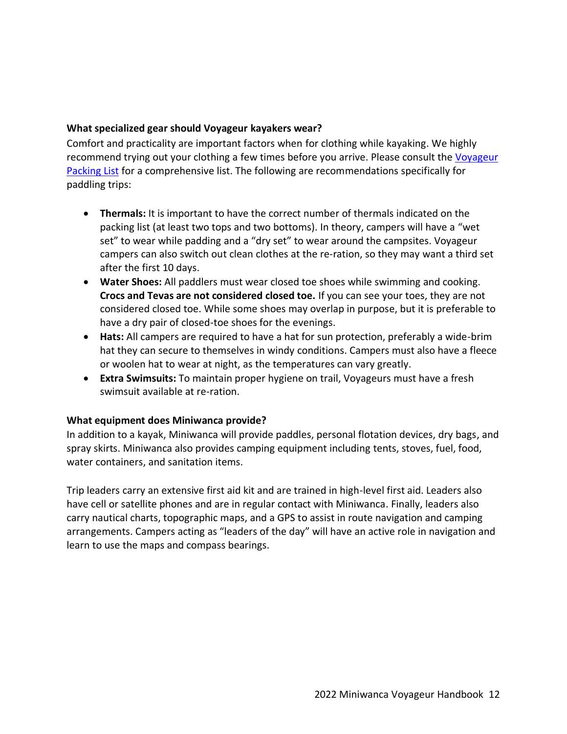**What specialized gear should Voyageur kayakers wear?**

Comfort and practicality are important factors when for clothing while kayaking. We highly recommend trying out your clothing a few times before you arrive. Please consult the [Voyageur Packing List]() for a comprehensive list. The following are recommendations specifically for paddling trips:

- **Thermals:** It is important to have the correct number of thermals indicated on the packing list (at least two tops and two bottoms). In theory, campers will have a "wet set" to wear while padding and a "dry set" to wear around the campsites. Voyageur campers can also switch out clean clothes at the re-ration, so they may want a third set after the first 10 days.
- **Water Shoes:** All paddlers must wear closed toe shoes while swimming and cooking. **Crocs and Tevas are not considered closed toe.** If you can see your toes, they are not considered closed toe. While some shoes may overlap in purpose, but it is preferable to have a dry pair of closed-toe shoes for the evenings.
- **Hats:** All campers are required to have a hat for sun protection, preferably a wide-brim hat they can secure to themselves in windy conditions. Campers must also have a fleece or woolen hat to wear at night, as the temperatures can vary greatly.
- **Extra Swimsuits:** To maintain proper hygiene on trail, Voyageurs must have a fresh swimsuit available at re-ration.

**What equipment does Miniwanca provide?**

In addition to a kayak, Miniwanca will provide paddles, personal flotation devices, dry bags, and spray skirts. Miniwanca also provides camping equipment including tents, stoves, fuel, food, water containers, and sanitation items.

Trip leaders carry an extensive first aid kit and are trained in high-level first aid. Leaders also have cell or satellite phones and are in regular contact with Miniwanca. Finally, leaders also carry nautical charts, topographic maps, and a GPS to assist in route navigation and camping arrangements. Campers acting as "leaders of the day" will have an active role in navigation and learn to use the maps and compass bearings.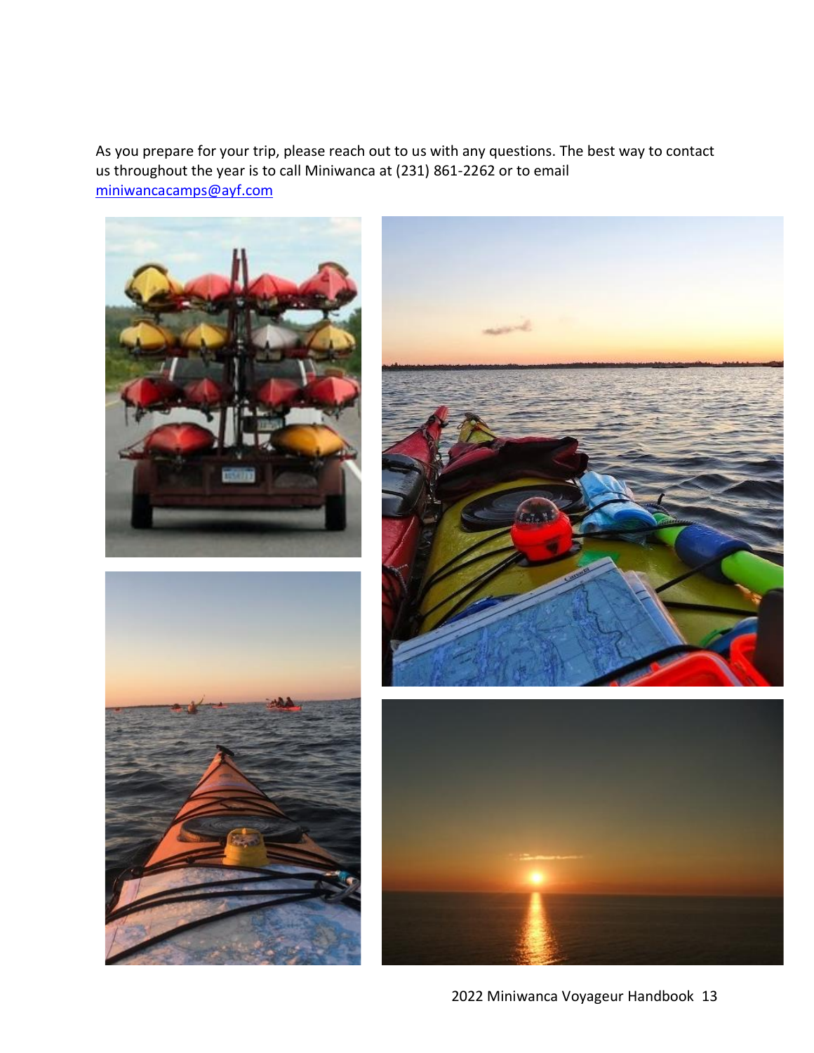As you prepare for your trip, please reach out to us with any questions. The best way to contact us throughout the year is to call Miniwanca at (231) 861-2262 or to email [miniwancacamps@ayf.com](mailto:miniwancacamps@ayf.com)